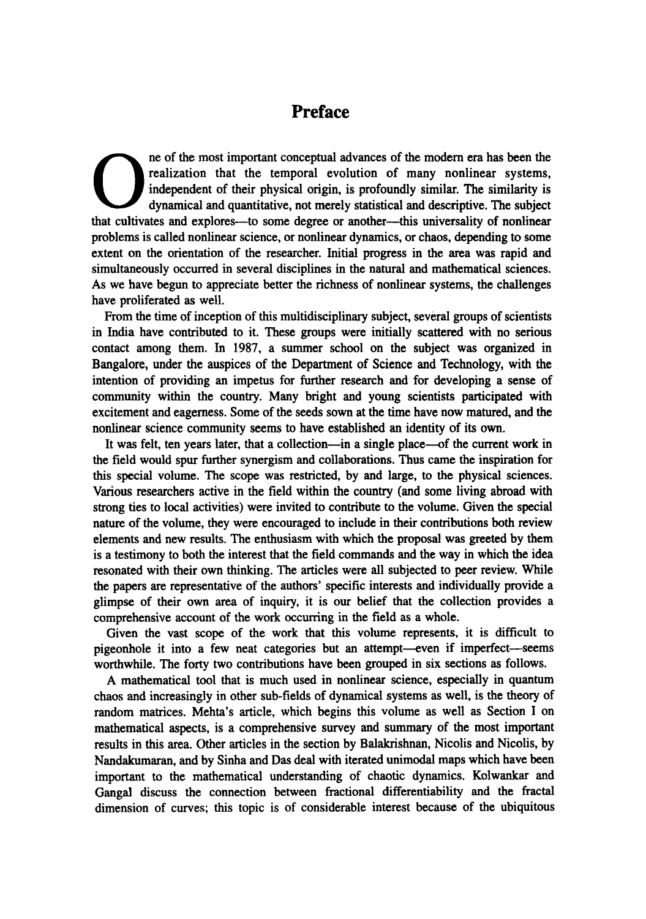# Preface

One of the most important conceptual advances of the modern era has been the realization that the temporal evolution of many nonlinear systems, independent of their physical origin, is profoundly similar. The similarity is dynamical and quantitative, not merely statistical and descriptive. The subject that cultivates and explores—to some degree or another—this universality of nonlinear problems is called nonlinear science, or nonlinear dynamics, or chaos, depending to some extent on the orientation of the researcher. Initial progress in the area was rapid and simultaneously occurred in several disciplines in the natural and mathematical sciences. As we have begun to appreciate better the richness of nonlinear systems, the challenges have proliferated as well.

From the time of inception of this multidisciplinary subject, several groups of scientists in India have contributed to it. These groups were initially scattered with no serious contact among them. In 1987, a summer school on the subject was organized in Bangalore, under the auspices of the Department of Science and Technology, with the intention of providing an impetus for further research and for developing a sense of community within the country. Many bright and young scientists participated with excitement and eagerness. Some of the seeds sown at the time have now matured, and the nonlinear science community seems to have established an identity of its own.

It was felt, ten years later, that a collection—in a single place—of the current work in the field would spur further synergism and collaborations. Thus came the inspiration for this special volume. The scope was restricted, by and large, to the physical sciences. Various researchers active in the field within the country (and some living abroad with strong ties to local activities) were invited to contribute to the volume. Given the special nature of the volume, they were encouraged to include in their contributions both review elements and new results. The enthusiasm with which the proposal was greeted by them is a testimony to both the interest that the field commands and the way in which the idea resonated with their own thinking. The articles were all subjected to peer review. While the papers are representative of the authors' specific interests and individually provide a glimpse of their own area of inquiry, it is our belief that the collection provides a comprehensive account of the work occurring in the field as a whole.

Given the vast scope of the work that this volume represents, it is difficult to pigeonhole it into a few neat categories but an attempt—even if imperfect—seems worthwhile. The forty two contributions have been grouped in six sections as follows.

A mathematical tool that is much used in nonlinear science, especially in quantum chaos and increasingly in other sub-fields of dynamical systems as well, is the theory of random matrices. Mehta's article, which begins this volume as well as Section I on mathematical aspects, is a comprehensive survey and summary of the most important results in this area. Other articles in the section by Balakrishnan, Nicolis and Nicolis, by Nandakumaran, and by Sinha and Das deal with iterated unimodal maps which have been important to the mathematical understanding of chaotic dynamics. Kolwankar and Gangal discuss the connection between fractional differentiability and the fractal dimension of curves; this topic is of considerable interest because of the ubiquitous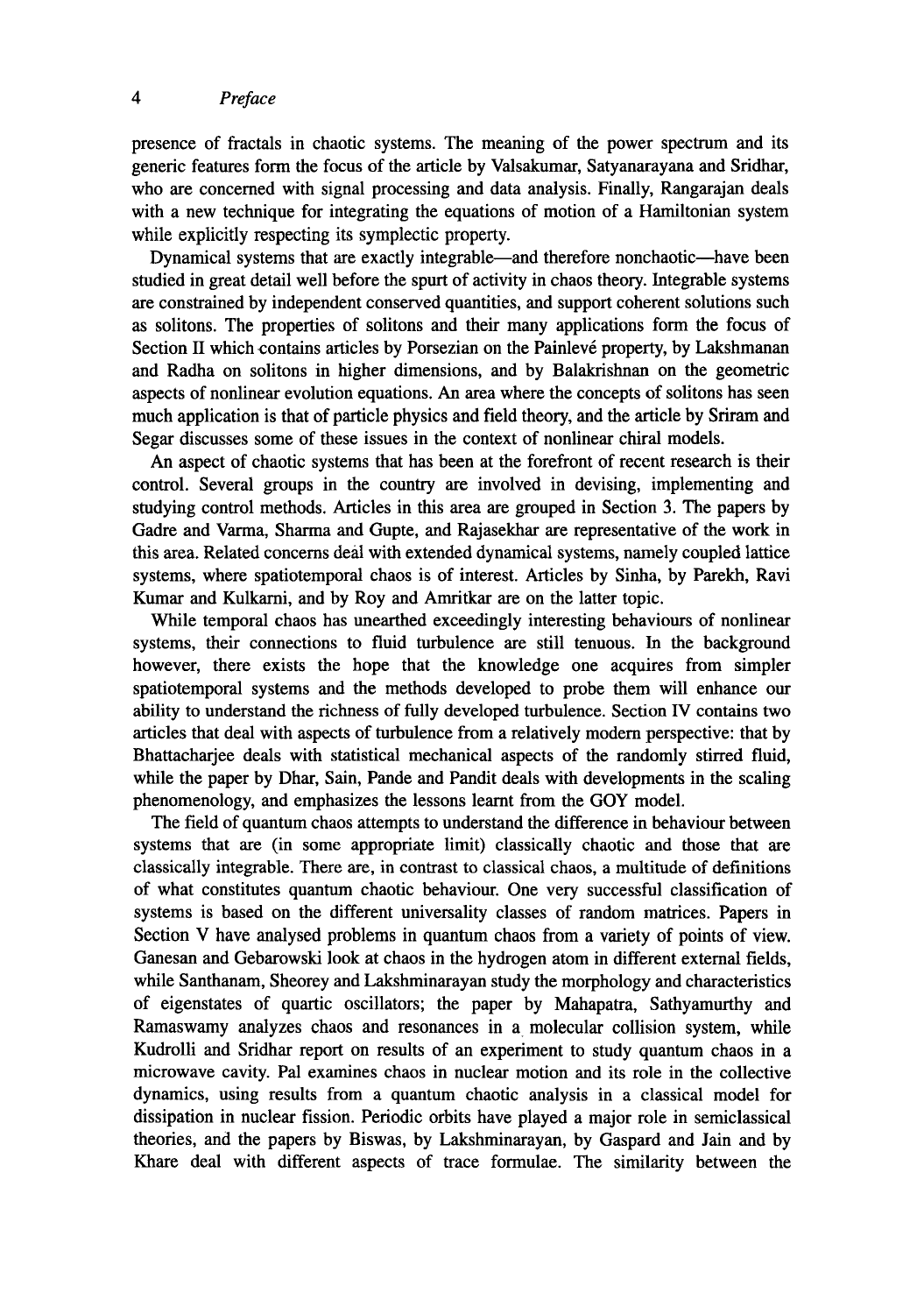presence of fractals in chaotic systems. The meaning of the power spectrum and its generic features form the focus of the article by Valsakumar, Satyanarayana and Sridhar, who are concerned with signal processing and data analysis. Finally, Rangarajan deals with a new technique for integrating the equations of motion of a Hamiltonian system while explicitly respecting its symplectic property.

Dynamical systems that are exactly integrable—and therefore nonchaotic—have been studied in great detail well before the spurt of activity in chaos theory. Integrable systems are constrained by independent conserved quantities, and support coherent solutions such as solitons. The properties of solitons and their many applications form the focus of Section II which contains articles by Porsezian on the Painlevé property, by Lakshmanan and Radha on solitons in higher dimensions, and by Balakrishnan on the geometric aspects of nonlinear evolution equations. An area where the concepts of solitons has seen much application is that of particle physics and field theory, and the article by Sriram and Segar discusses some of these issues in the context of nonlinear chiral models.

An aspect of chaotic systems that has been at the forefront of recent research is their control. Several groups in the country are involved in devising, implementing and studying control methods. Articles in this area are grouped in Section 3. The papers by Gadre and Varma, Sharma and Gupte, and Rajasekhar are representative of the work in this area. Related concerns deal with extended dynamical systems, namely coupled lattice systems, where spatiotemporal chaos is of interest. Articles by Sinha, by Parekh, Ravi Kumar and Kulkarni, and by Roy and Amritkar are on the latter topic.

While temporal chaos has unearthed exceedingly interesting behaviours of nonlinear systems, their connections to fluid turbulence are still tenuous. In the background however, there exists the hope that the knowledge one acquires from simpler spatiotemporal systems and the methods developed to probe them will enhance our ability to understand the richness of fully developed turbulence. Section IV contains two articles that deal with aspects of turbulence from a relatively modern perspective: that by Bhattacharjee deals with statistical mechanical aspects of the randomly stirred fluid, while the paper by Dhar, Sain, Pande and Pandit deals with developments in the scaling phenomenology, and emphasizes the lessons learnt from the GOY model.

The field of quantum chaos attempts to understand the difference in behaviour between systems that are (in some appropriate limit) classically chaotic and those that are classically integrable. There are, in contrast to classical chaos, a multitude of definitions of what constitutes quantum chaotic behaviour. One very successful classification of systems is based on the different universality classes of random matrices. Papers in Section V have analysed problems in quantum chaos from a variety of points of view. Ganesan and Gebarowski look at chaos in the hydrogen atom in different external fields, while Santhanam, Sheorey and Lakshminarayan study the morphology and characteristics of eigenstates of quartic oscillators; the paper by Mahapatra, Sathyamurthy and Ramaswamy analyzes chaos and resonances in a molecular collision system, while Kudrolli and Sridhar report on results of an experiment to study quantum chaos in a microwave cavity. Pal examines chaos in nuclear motion and its role in the collective dynamics, using results from a quantum chaotic analysis in a classical model for dissipation in nuclear fission. Periodic orbits have played a major role in semiclassical theories, and the papers by Biswas, by Lakshminarayan, by Gaspard and Jain and by Khare deal with different aspects of trace formulae. The similarity between the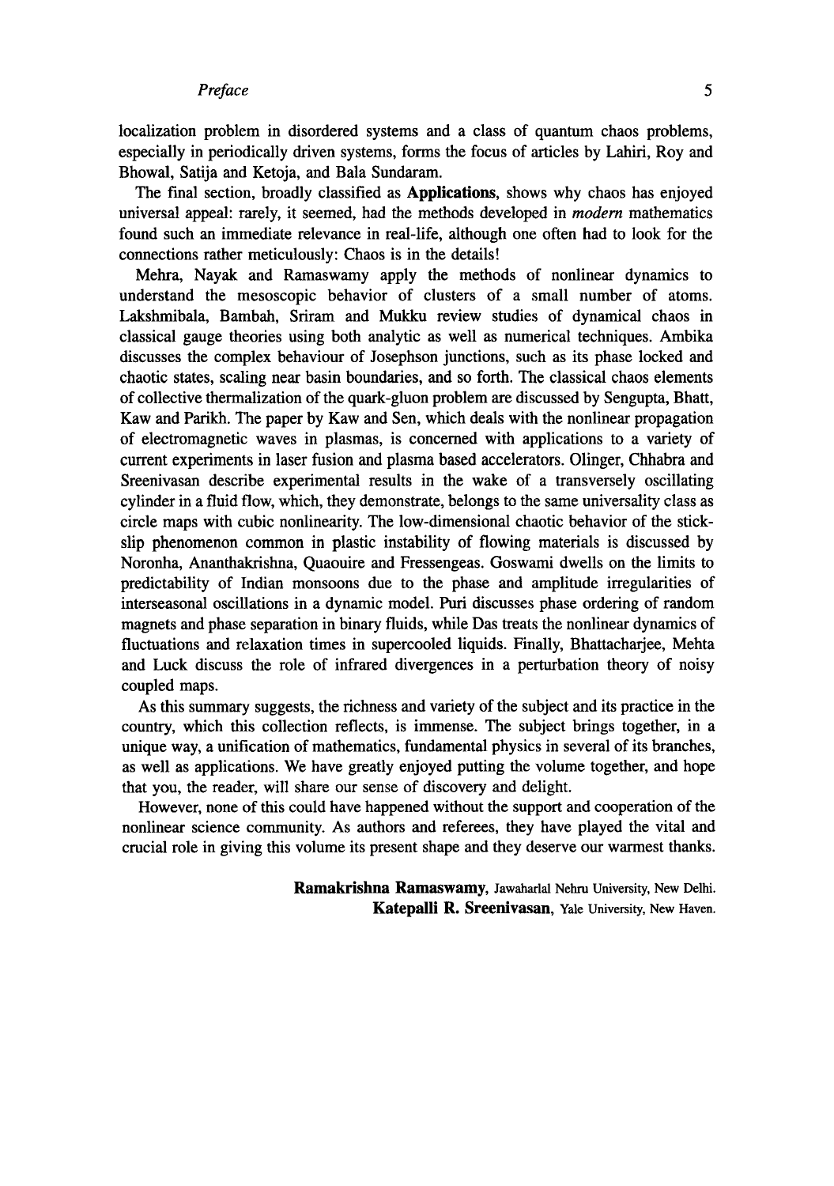localization problem in disordered systems and a class of quantum chaos problems, especially in periodically driven systems, forms the focus of articles by Lahiri, Roy and Bhowal, Satija and Ketoja, and Bala Sundaram.

The final section, broadly classified as **Applications**, shows why chaos has enjoyed universal appeal: rarely, it seemed, had the methods developed in *modern* mathematics found such an immediate relevance in real-life, although one often had to look for the connections rather meticulously: Chaos is in the details!

Mehra, Nayak and Ramaswamy apply the methods of nonlinear dynamics to understand the mesoscopic behavior of clusters of a small number of atoms. Lakshmibala, Bambah, Sriram and Mukku review studies of dynamical chaos in classical gauge theories using both analytic as well as numerical techniques. Ambika discusses the complex behaviour of Josephson junctions, such as its phase locked and chaotic states, scaling near basin boundaries, and so forth. The classical chaos elements of collective thermalization of the quark-gluon problem are discussed by Sengupta, Bhatt, Kaw and Parikh. The paper by Kaw and Sen, which deals with the nonlinear propagation of electromagnetic waves in plasmas, is concerned with applications to a variety of current experiments in laser fusion and plasma based accelerators. Olinger, Chhabra and Sreenivasan describe experimental results in the wake of a transversely oscillating cylinder in a fluid flow, which, they demonstrate, belongs to the same universality class as circle maps with cubic nonlinearity. The low-dimensional chaotic behavior of the stick-slip phenomenon common in plastic instability of flowing materials is discussed by Noronha, Ananthakrishna, Quaouire and Fressengeas. Goswami dwells on the limits to predictability of Indian monsoons due to the phase and amplitude irregularities of interseasonal oscillations in a dynamic model. Puri discusses phase ordering of random magnets and phase separation in binary fluids, while Das treats the nonlinear dynamics of fluctuations and relaxation times in supercooled liquids. Finally, Bhattacharjee, Mehta and Luck discuss the role of infrared divergences in a perturbation theory of noisy coupled maps.

As this summary suggests, the richness and variety of the subject and its practice in the country, which this collection reflects, is immense. The subject brings together, in a unique way, a unification of mathematics, fundamental physics in several of its branches, as well as applications. We have greatly enjoyed putting the volume together, and hope that you, the reader, will share our sense of discovery and delight.

However, none of this could have happened without the support and cooperation of the nonlinear science community. As authors and referees, they have played the vital and crucial role in giving this volume its present shape and they deserve our warmest thanks.

**Ramakrishna Ramaswamy**, Jawaharlal Nehru University, New Delhi.
**Katepalli R. Sreenivasan**, Yale University, New Haven.